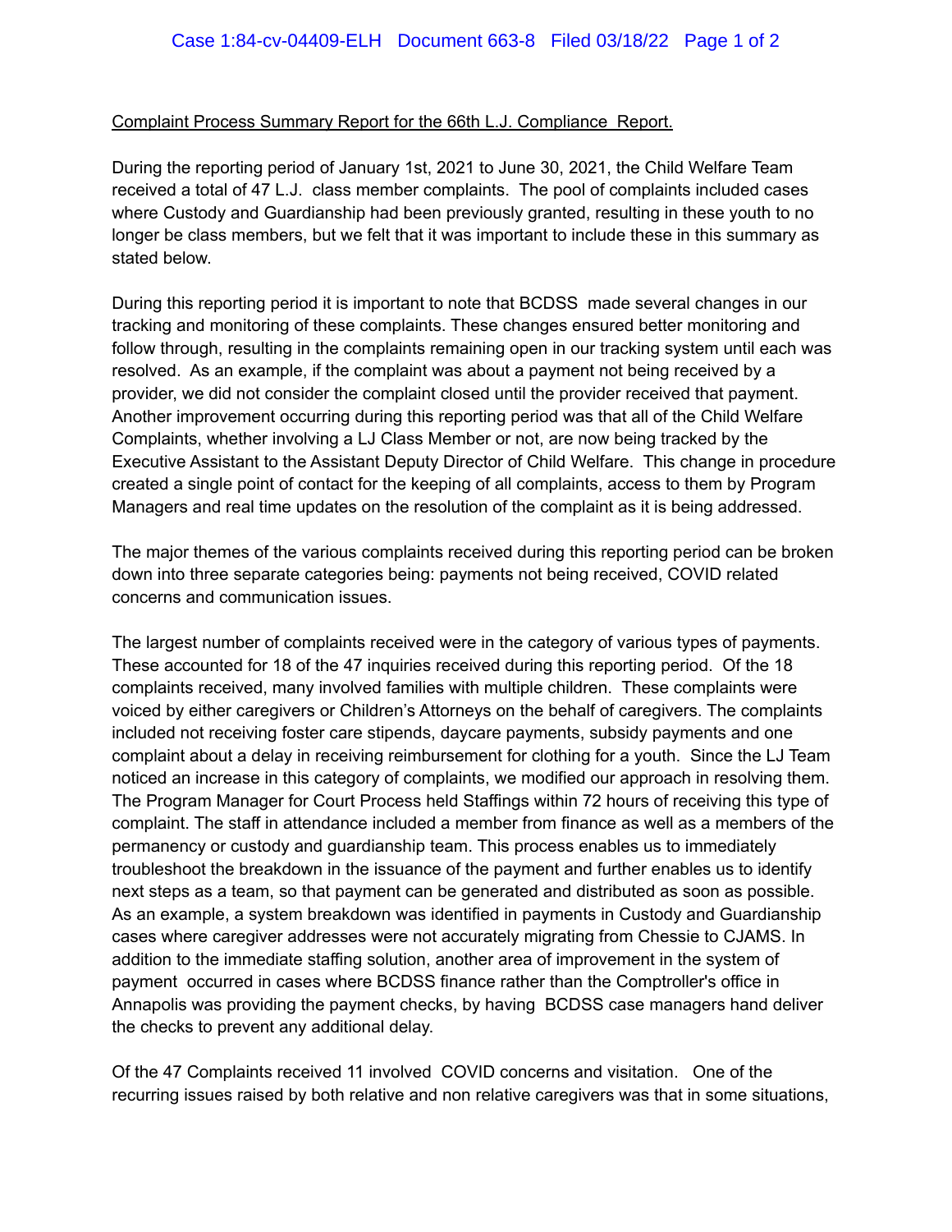Complaint Process Summary Report for the 66th L.J. Compliance Report.

During the reporting period of January 1st, 2021 to June 30, 2021, the Child Welfare Team received a total of 47 L.J. class member complaints. The pool of complaints included cases where Custody and Guardianship had been previously granted, resulting in these youth to no longer be class members, but we felt that it was important to include these in this summary as stated below.

During this reporting period it is important to note that BCDSS made several changes in our tracking and monitoring of these complaints. These changes ensured better monitoring and follow through, resulting in the complaints remaining open in our tracking system until each was resolved. As an example, if the complaint was about a payment not being received by a provider, we did not consider the complaint closed until the provider received that payment. Another improvement occurring during this reporting period was that all of the Child Welfare Complaints, whether involving a LJ Class Member or not, are now being tracked by the Executive Assistant to the Assistant Deputy Director of Child Welfare. This change in procedure created a single point of contact for the keeping of all complaints, access to them by Program Managers and real time updates on the resolution of the complaint as it is being addressed.

The major themes of the various complaints received during this reporting period can be broken down into three separate categories being: payments not being received, COVID related concerns and communication issues.

The largest number of complaints received were in the category of various types of payments. These accounted for 18 of the 47 inquiries received during this reporting period. Of the 18 complaints received, many involved families with multiple children. These complaints were voiced by either caregivers or Children's Attorneys on the behalf of caregivers. The complaints included not receiving foster care stipends, daycare payments, subsidy payments and one complaint about a delay in receiving reimbursement for clothing for a youth. Since the LJ Team noticed an increase in this category of complaints, we modified our approach in resolving them. The Program Manager for Court Process held Staffings within 72 hours of receiving this type of complaint. The staff in attendance included a member from finance as well as a members of the permanency or custody and guardianship team. This process enables us to immediately troubleshoot the breakdown in the issuance of the payment and further enables us to identify next steps as a team, so that payment can be generated and distributed as soon as possible. As an example, a system breakdown was identified in payments in Custody and Guardianship cases where caregiver addresses were not accurately migrating from Chessie to CJAMS. In addition to the immediate staffing solution, another area of improvement in the system of payment occurred in cases where BCDSS finance rather than the Comptroller's office in Annapolis was providing the payment checks, by having BCDSS case managers hand deliver the checks to prevent any additional delay.

Of the 47 Complaints received 11 involved COVID concerns and visitation. One of the recurring issues raised by both relative and non relative caregivers was that in some situations,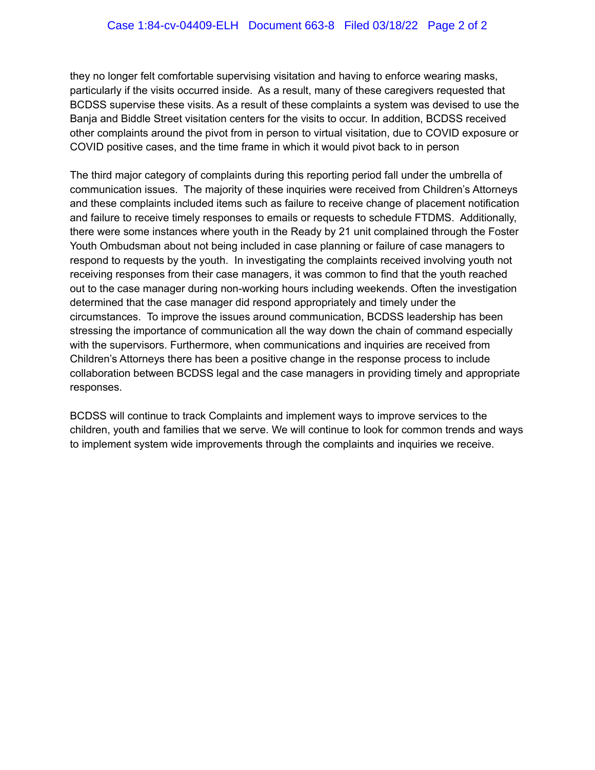they no longer felt comfortable supervising visitation and having to enforce wearing masks, particularly if the visits occurred inside. As a result, many of these caregivers requested that BCDSS supervise these visits. As a result of these complaints a system was devised to use the Banja and Biddle Street visitation centers for the visits to occur. In addition, BCDSS received other complaints around the pivot from in person to virtual visitation, due to COVID exposure or COVID positive cases, and the time frame in which it would pivot back to in person

The third major category of complaints during this reporting period fall under the umbrella of communication issues. The majority of these inquiries were received from Children's Attorneys and these complaints included items such as failure to receive change of placement notification and failure to receive timely responses to emails or requests to schedule FTDMS. Additionally, there were some instances where youth in the Ready by 21 unit complained through the Foster Youth Ombudsman about not being included in case planning or failure of case managers to respond to requests by the youth. In investigating the complaints received involving youth not receiving responses from their case managers, it was common to find that the youth reached out to the case manager during non-working hours including weekends. Often the investigation determined that the case manager did respond appropriately and timely under the circumstances. To improve the issues around communication, BCDSS leadership has been stressing the importance of communication all the way down the chain of command especially with the supervisors. Furthermore, when communications and inquiries are received from Children's Attorneys there has been a positive change in the response process to include collaboration between BCDSS legal and the case managers in providing timely and appropriate responses.

BCDSS will continue to track Complaints and implement ways to improve services to the children, youth and families that we serve. We will continue to look for common trends and ways to implement system wide improvements through the complaints and inquiries we receive.